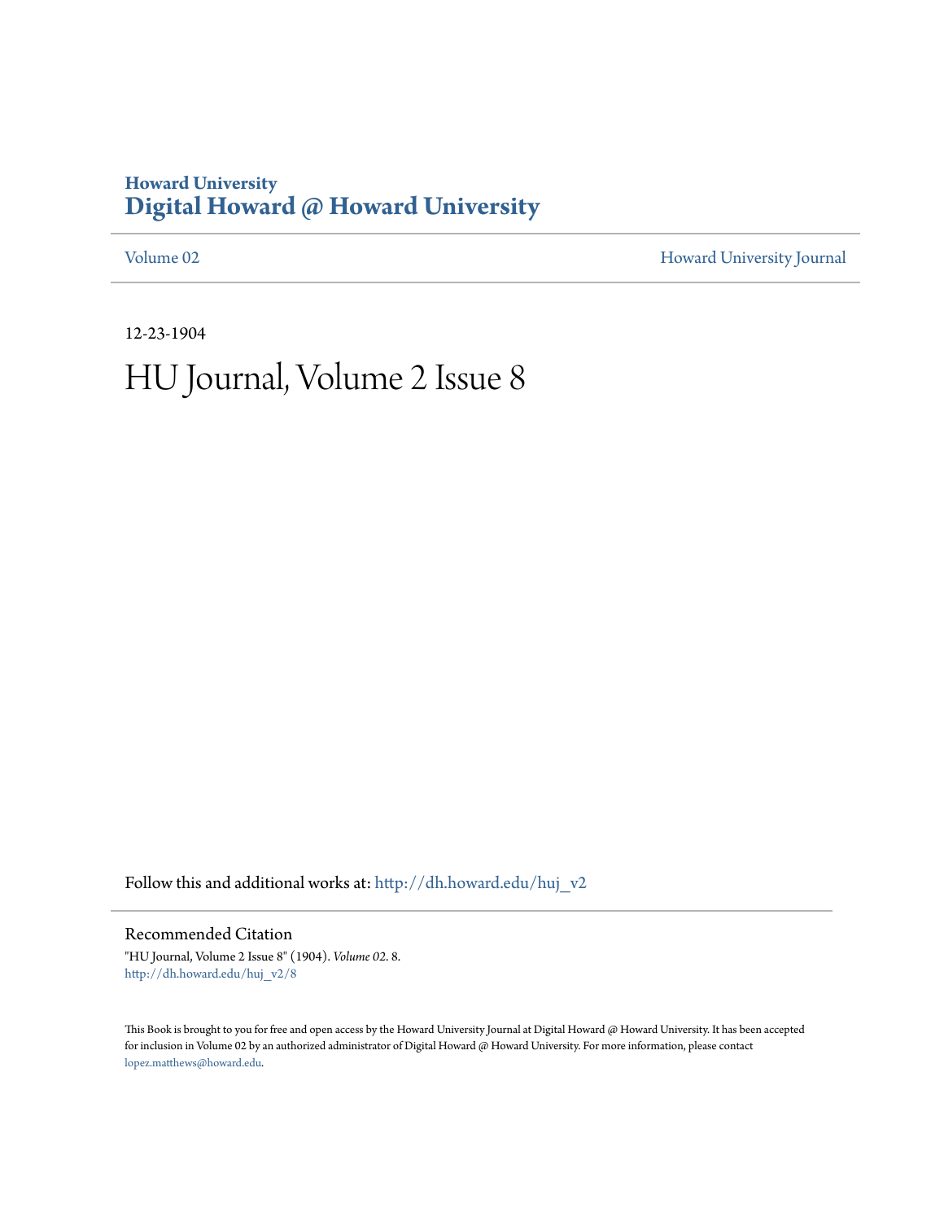Howard University
# Digital Howard @ Howard University

Volume 02 | Howard University Journal

12-23-1904

# HU Journal, Volume 2 Issue 8

Follow this and additional works at: http://dh.howard.edu/huj_v2

## Recommended Citation

"HU Journal, Volume 2 Issue 8" (1904). *Volume 02*. 8.
http://dh.howard.edu/huj_v2/8

This Book is brought to you for free and open access by the Howard University Journal at Digital Howard @ Howard University. It has been accepted for inclusion in Volume 02 by an authorized administrator of Digital Howard @ Howard University. For more information, please contact lopez.matthews@howard.edu.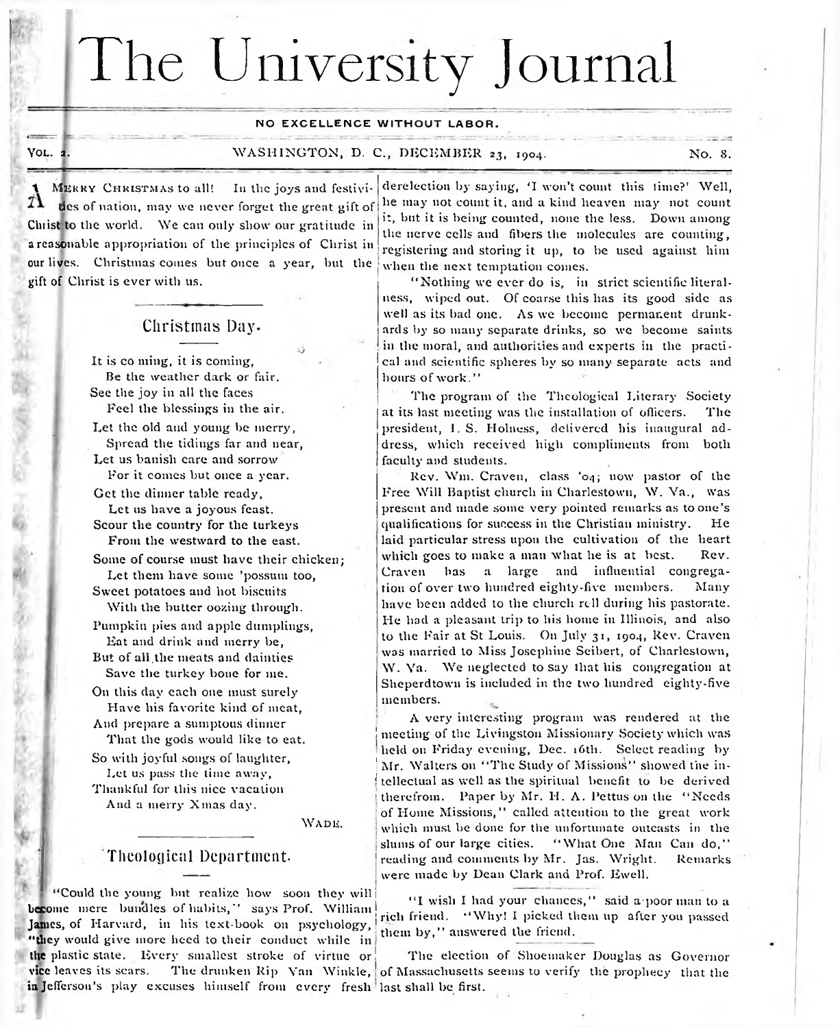# The University Journal

NO EXCELLENCE WITHOUT LABOR.

VOL. 2. WASHINGTON, D. C., DECEMBER 23, 1904. No. 8.

A MERRY CHRISTMAS to all! In the joys and festivities of nation, may we never forget the great gift of Christ to the world. We can only show our gratitude in a reasonable appropriation of the principles of Christ in our lives. Christmas comes but once a year, but the gift of Christ is ever with us.

## Christmas Day.

It is co ming, it is coming,
Be the weather dark or fair.
See the joy in all the faces
Feel the blessings in the air.
Let the old and young be merry,
Spread the tidings far and near,
Let us banish care and sorrow
For it comes but once a year.
Get the dinner table ready,
Let us have a joyous feast.
Scour the country for the turkeys
From the westward to the east.
Some of course must have their chicken;
Let them have some 'possum too,
Sweet potatoes and hot biscuits
With the butter oozing through.
Pumpkin pies and apple dumplings,
Eat and drink and merry be,
But of all the meats and dainties
Save the turkey bone for me.
On this day each one must surely
Have his favorite kind of meat,
And prepare a sumptous dinner
That the gods would like to eat.
So with joyful songs of laughter,
Let us pass the time away,
Thankful for this nice vacation
And a merry Xmas day.

WADE.

## Theological Department.

"Could the young but realize how soon they will become mere bundles of habits," says Prof. William James, of Harvard, in his text-book on psychology, "they would give more heed to their conduct while in the plastic state. Every smallest stroke of virtue or vice leaves its scars. The drunken Rip Van Winkle, in Jefferson's play excuses himself from every fresh dereliction by saying, 'I won't count this time?' Well, he may not count it, and a kind heaven may not count it, but it is being counted, none the less. Down among the nerve cells and fibers the molecules are counting, registering and storing it up, to be used against him when the next temptation comes.

"Nothing we ever do is, in strict scientific literalness, wiped out. Of coarse this has its good side as well as its bad one. As we become permanent drunkards by so many separate drinks, so we become saints in the moral, and authorities and experts in the practical and scientific spheres by so many separate acts and hours of work."

The program of the Theological Literary Society at its last meeting was the installation of officers. The president, I. S. Holness, delivered his inaugural address, which received high compliments from both faculty and students.

Rev. Wm. Craven, class '04; now pastor of the Free Will Baptist church in Charlestown, W. Va., was present and made some very pointed remarks as to one's qualifications for success in the Christian ministry. He laid particular stress upon the cultivation of the heart which goes to make a man what he is at best. Rev. Craven has a large and influential congregation of over two hundred eighty-five members. Many have been added to the church roll during his pastorate. He had a pleasant trip to his home in Illinois, and also to the Fair at St Louis. On July 31, 1904, Rev. Craven was married to Miss Josephine Seibert, of Charlestown, W. Va. We neglected to say that his congregation at Sheperdtown is included in the two hundred eighty-five members.

A very interesting program was rendered at the meeting of the Livingston Missionary Society which was held on Friday evening, Dec. 16th. Select reading by Mr. Walters on "The Study of Missions" showed the intellectual as well as the spiritual benefit to be derived therefrom. Paper by Mr. H. A. Pettus on the "Needs of Home Missions," called attention to the great work which must be done for the unfortunate outcasts in the slums of our large cities. "What One Man Can do," reading and comments by Mr. Jas. Wright. Remarks were made by Dean Clark and Prof. Ewell.

"I wish I had your chances," said a poor man to a rich friend. "Why! I picked them up after you passed them by," answered the friend.

The election of Shoemaker Douglas as Governor of Massachusetts seems to verify the prophecy that the last shall be first.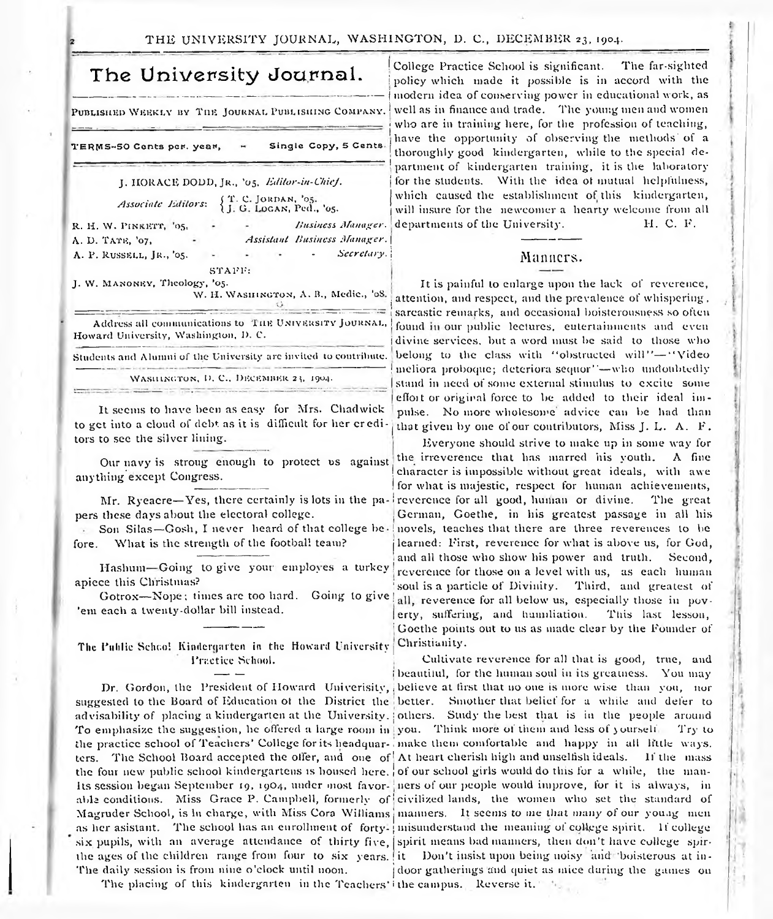# The University Journal.

PUBLISHED WEEKLY BY THE JOURNAL PUBLISHING COMPANY.

TERMS—50 Cents per year, — Single Copy, 5 Cents.

J. HORACE DODD, JR., '05, *Editor-in-Chief.*

*Associate Editors:* { T. C. JORDAN, '05. J. G. LOGAN, Ped., '05.

R. H. W. PINKETT, '05, - - *Business Manager.*
A. D. TATE, '07, - *Assistant Business Manager.*
A. P. RUSSELL, JR., '05. - - - - *Secretary.*

STAFF:

J. W. MANONEY, Theology, '05.
W. H. WASHINGTON, A. B., Medic., '08.

Address all communications to THE UNIVERSITY JOURNAL, Howard University, Washington, D. C.

Students and Alumni of the University are invited to contribute.

WASHINGTON, D. C., DECEMBER 23, 1904.

---

It seems to have been as easy for Mrs. Chadwick to get into a cloud of debt as it is difficult for her creditors to see the silver lining.

---

Our navy is strong enough to protect us against anything except Congress.

---

Mr. Ryeacre—Yes, there certainly is lots in the papers these days about the electoral college.

Son Silas—Gosh, I never heard of that college before. What is the strength of the football team?

---

Hashum—Going to give your employes a turkey apiece this Christmas?

Gotrox—Nope; times are too hard. Going to give 'em each a twenty-dollar bill instead.

---

## The Public School Kindergarten in the Howard University Practice School.

Dr. Gordon, the President of Howard Univerisity, suggested to the Board of Education of the District the advisability of placing a kindergarten at the University. To emphasize the suggestion, he offered a large room in the practice school of Teachers' College for its headquarters. The School Board accepted the offer, and one of the four new public school kindergartens is housed here. Its session began September 19, 1904, under most favorable conditions. Miss Grace P. Campbell, formerly of Magruder School, is in charge, with Miss Cora Williams as her asistant. The school has an enrollment of forty-six pupils, with an average attendance of thirty five, the ages of the children range from four to six years. The daily session is from nine o'clock until noon.

The placing of this kindergarten in the Teachers' College Practice School is significant. The far-sighted policy which made it possible is in accord with the modern idea of conserving power in educational work, as well as in finance and trade. The young men and women who are in training here, for the profession of teaching, have the opportunity of observing the methods of a thoroughly good kindergarten, while to the special department of kindergarten training, it is the laboratory for the students. With the idea of mutual helpfulness, which caused the establishment of this kindergarten, will insure for the newcomer a hearty welcome from all departments of the University. H. C. F.

---

## Manners.

It is painful to enlarge upon the lack of reverence, attention, and respect, and the prevalence of whispering, sarcastic remarks, and occasional boisterousness so often found in our public lectures, entertainments and even divine services, but a word must be said to those who belong to the class with "obstructed will"—"Video meliora proboque; deteriora sequor"—who undoubtedly stand in need of some external stimulus to excite some effort or original force to be added to their ideal impulse. No more wholesome advice can be had than that given by one of our contributors, Miss J. L. A. F.

Everyone should strive to make up in some way for the irreverence that has marred his youth. A fine character is impossible without great ideals, with awe for what is majestic, respect for human achievements, reverence for all good, human or divine. The great German, Goethe, in his greatest passage in all his novels, teaches that there are three reverences to be learned: First, reverence for what is above us, for God, and all those who show his power and truth. Second, reverence for those on a level with us, as each human soul is a particle of Divinity. Third, and greatest of all, reverence for all below us, especially those in poverty, suffering, and humiliation. This last lesson, Goethe points out to us as made clear by the Founder of Christianity.

Cultivate reverence for all that is good, true, and beautiful, for the human soul in its greatness. You may believe at first that no one is more wise than you, nor better. Smother that belief for a while and defer to others. Study the best that is in the people around you. Think more of them and less of yourself. Try to make them comfortable and happy in all little ways. At heart cherish high and unselfish ideals. If the mass of our school girls would do this for a while, the manners of our people would improve, for it is always, in civilized lands, the women who set the standard of manners. It seems to me that many of our young men misunderstand the meaning of college spirit. If college spirit means bad manners, then don't have college spirit. Don't insist upon being noisy and boisterous at indoor gatherings and quiet as mice during the games on the campus. Reverse it.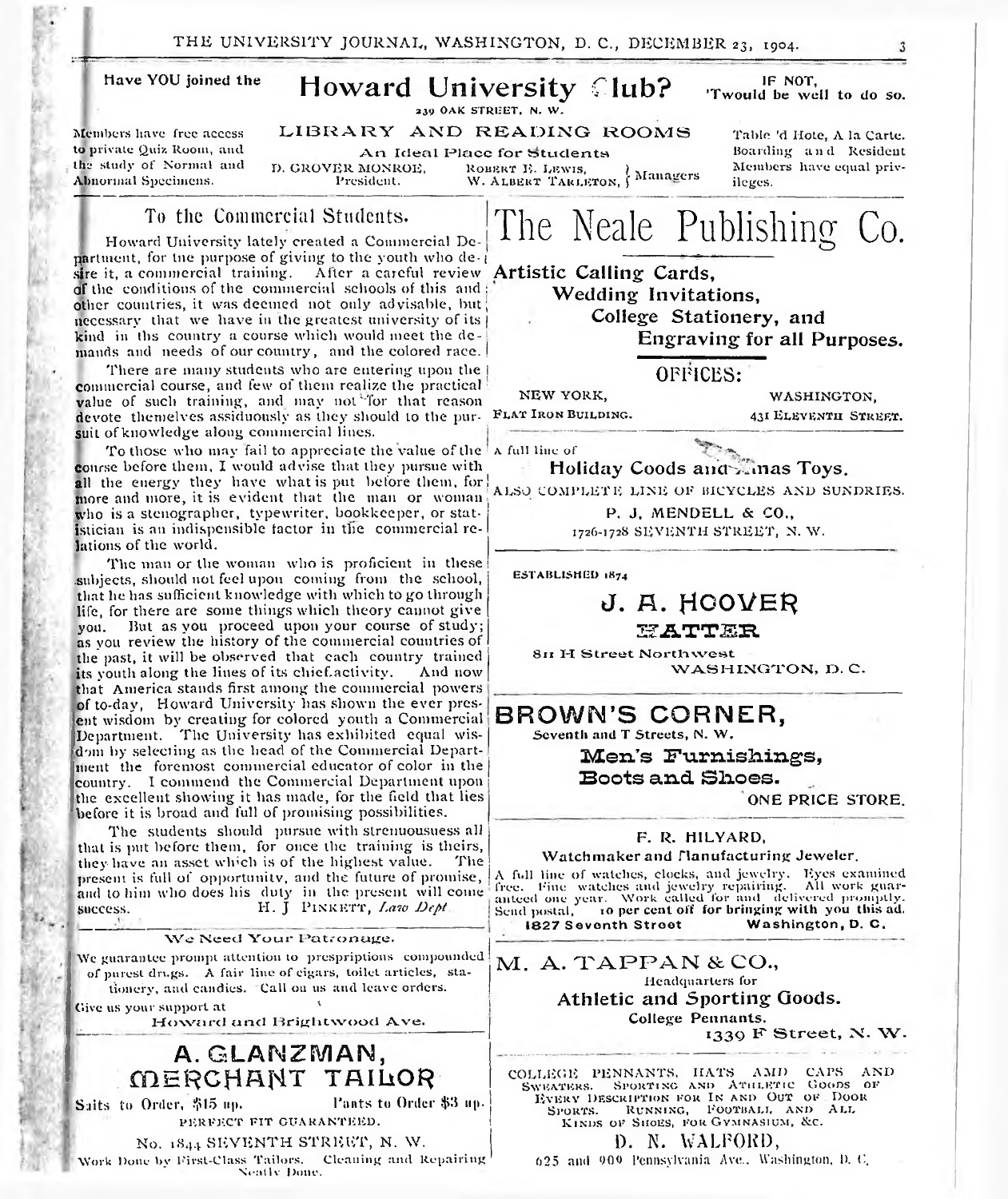Have YOU joined the

# Howard University Club?

IF NOT, 'Twould be well to do so.

239 OAK STREET, N. W.

Members have free access to private Quiz Room, and the study of Normal and Abnormal Specimens.

**LIBRARY AND READING ROOMS**

An Ideal Place for Students

D. GROVER MONROE, President.

ROBERT E. LEWIS, W. ALBERT TARLETON, } Managers

Table 'd Hote, A la Carte. Boarding and Resident Members have equal privileges.

## To the Commercial Students.

Howard University lately created a Commercial Department, for the purpose of giving to the youth who desire it, a commercial training. After a careful review of the conditions of the commercial schools of this and other countries, it was deemed not only advisable, but necessary that we have in the greatest university of its kind in ths country a course which would meet the demands and needs of our country, and the colored race.

There are many students who are entering upon the commercial course, and few of them realize the practical value of such training, and may not for that reason devote themelves assiduously as they should to the pursuit of knowledge along commercial lines.

To those who may fail to appreciate the value of the course before them, I would advise that they pursue with all the energy they have what is put before them, for more and more, it is evident that the man or woman who is a stenographer, typewriter, bookkeeper, or statistician is an indispensible factor in the commercial relations of the world.

The man or the woman who is proficient in these subjects, should not feel upon coming from the school, that he has sufficient knowledge with which to go through life, for there are some things which theory cannot give you. But as you proceed upon your course of study; as you review the history of the commercial countries of the past, it will be observed that each country trained its youth along the lines of its chief activity. And now that America stands first among the commercial powers of to-day, Howard University has shown the ever present wisdom by creating for colored youth a Commercial Department. The University has exhibited equal wisdom by selecting as the head of the Commercial Department the foremost commercial educator of color in the country. I commend the Commercial Department upon the excellent showing it has made, for the field that lies before it is broad and full of promising possibilities.

The students should pursue with strenuousness all that is put before them, for once the training is theirs, they have an asset which is of the highest value. The present is full of opportunity, and the future of promise, and to him who does his duty in the present will come success.

H. J. PINKETT, *Law Dept.*

---

We Need Your Patronage.

We guarantee prompt attention to prespriptions compounded of purest drugs. A fair line of cigars, toilet articles, stationery, and candies. Call on us and leave orders.

Give us your support at

Howard and Brightwood Ave.

---

**A. GLANZMAN,**
**MERCHANT TAILOR**

Suits to Order, $15 up. Pants to Order $3 up.

PERFECT FIT GUARANTEED.

No. 1844 SEVENTH STREET, N. W.

Work Done by First-Class Tailors. Cleaning and Repairing Neatly Done.

---

# The Neale Publishing Co.

**Artistic Calling Cards,**
**Wedding Invitations,**
**College Stationery, and**
**Engraving for all Purposes.**

OFFICES:

NEW YORK, FLAT IRON BUILDING.

WASHINGTON, 431 ELEVENTH STREET.

---

A full line of

**Holiday Goods and Xmas Toys.**

ALSO COMPLETE LINE OF BICYCLES AND SUNDRIES.

P. J. MENDELL & CO.,
1726-1728 SEVENTH STREET, N. W.

---

ESTABLISHED 1874

**J. A. HOOVER**
**HATTER**

811 H Street Northwest
WASHINGTON, D. C.

---

**BROWN'S CORNER,**

Seventh and T Streets, N. W.

**Men's Furnishings,**
**Boots and Shoes.**

ONE PRICE STORE.

---

F. R. HILYARD,

Watchmaker and Manufacturing Jeweler.

A full line of watches, clocks, and jewelry. Eyes examined free. Fine watches and jewelry repairing. All work guaranteed one year. Work called for and delivered promptly. Send postal, 10 per cent off for bringing with you this ad.

**1827 Seventh Street** **Washington, D. C.**

---

**M. A. TAPPAN & CO.,**

Headquarters for

**Athletic and Sporting Goods.**

College Pennants.

1339 F Street, N. W.

---

COLLEGE PENNANTS, HATS AMD CAPS AND SWEATERS. SPORTING AND ATHLETIC GOODS OF EVERY DESCRIPTION FOR IN AND OUT OF DOOR SPORTS. RUNNING, FOOTBALL, AND ALL KINDS OF SHOES, FOR GYMNASIUM, &c.

D. N. WALFORD,

625 and 909 Pennsylvania Ave., Washington, D. C.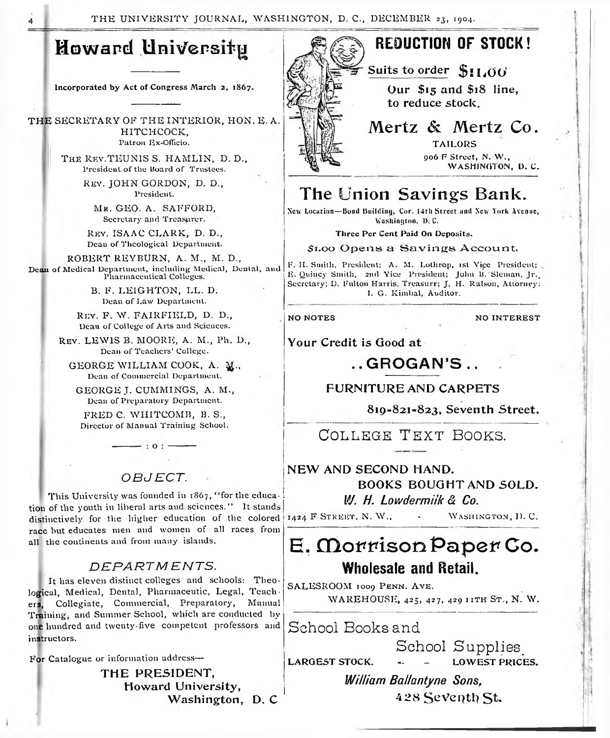# Howard University

Incorporated by Act of Congress March 2, 1867.

THE SECRETARY OF THE INTERIOR, HON. E. A. HITCHCOCK,
Patron Ex-Officio.

THE REV. TEUNIS S. HAMLIN, D. D.,
President of the Board of Trustees.

REV. JOHN GORDON, D. D.,
President.

MR. GEO. A. SAFFORD,
Secretary and Treasurer.

REV. ISAAC CLARK, D. D.,
Dean of Theological Department.

ROBERT REYBURN, A. M., M. D.,
Dean of Medical Department, including Medical, Dental, and Pharmaceutical Colleges.

B. F. LEIGHTON, LL. D.
Dean of Law Department.

REV. F. W. FAIRFIELD, D. D.,
Dean of College of Arts and Sciences.

REV. LEWIS B. MOORE, A. M., Ph. D.,
Dean of Teachers' College.

GEORGE WILLIAM COOK, A. M.,
Dean of Commercial Department.

GEORGE J. CUMMINGS, A. M.,
Dean of Preparatory Department.

FRED C. WHITCOMB, B. S.,
Director of Manual Training School.

: o :

## *OBJECT.*

This University was founded in 1867, "for the education of the youth in liberal arts and sciences." It stands distinctively for the higher education of the colored race but educates men and women of all races from all the continents and from many islands.

## *DEPARTMENTS.*

It has eleven distinct colleges and schools: Theological, Medical, Dental, Pharmaceutic, Legal, Teachers, Collegiate, Commercial, Preparatory, Manual Training, and Summer School, which are conducted by one hundred and twenty-five competent professors and instructors.

For Catalogue or information address—

**THE PRESIDENT,**
**Howard University,**
**Washington, D. C**

---

## REDUCTION OF STOCK!

Suits to order **$11.00**

Our $15 and $18 line, to reduce stock.

## Mertz & Mertz Co.

TAILORS

906 F Street, N. W., WASHINGTON, D. C.

---

## The Union Savings Bank.

New Location—Bond Building, Cor. 14th Street and New York Avenue, Washington, D. C.

**Three Per Cent Paid On Deposits.**

$1.00 Opens a Savings Account.

F. H. Smith, President; A. M. Lothrop, 1st Vice President; E. Quincy Smith, 2nd Vice President; John B. Sleman, Jr., Secretary; D. Fulton Harris, Treasurr; J. H. Ralson, Attorney; I. G. Kimbal, Auditor.

---

**NO NOTES** **NO INTEREST**

**Your Credit is Good at**

## ..GROGAN'S..

**FURNITURE AND CARPETS**

**819-821-823, Seventh Street.**

---

## COLLEGE TEXT BOOKS.

**NEW AND SECOND HAND.**
**BOOKS BOUGHT AND SOLD.**

***W. H. Lowdermilk & Co.***

1424 F STREET, N. W., - WASHINGTON, D. C.

---

## E. Morrison Paper Co.

### Wholesale and Retail.

SALESROOM 1009 PENN. AVE.

WAREHOUSE, 425, 427, 429 11TH ST., N. W.

---

## School Books and School Supplies

**LARGEST STOCK. -- - LOWEST PRICES.**

***William Ballantyne Sons,***

428 Seventh St.